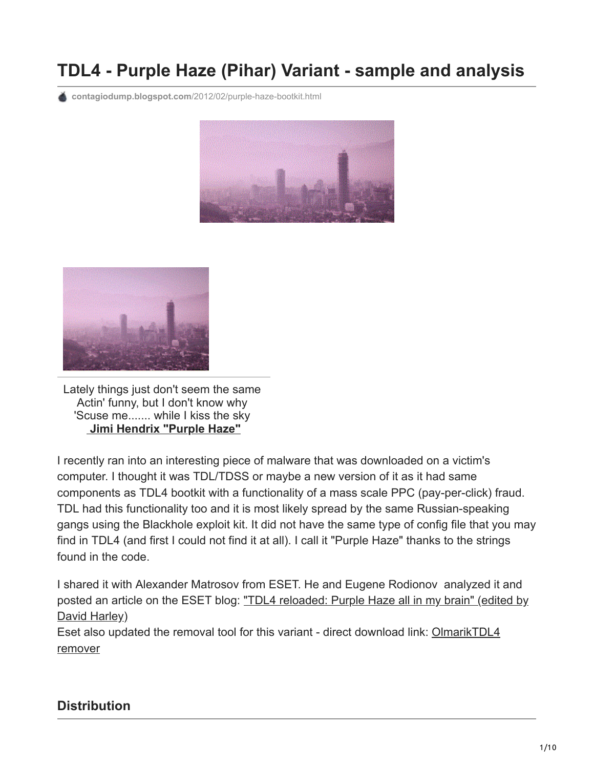# TDL4 - Purple Haze (Pihar) Variant - sample and analysis

contagiodump.blogspot.com/2012/02/purple-haze-bootkit.html

Lately things just don't seem the same
Actin' funny, but I don't know why
'Scuse me....... while I kiss the sky
**Jimi Hendrix "Purple Haze"**

I recently ran into an interesting piece of malware that was downloaded on a victim's computer. I thought it was TDL/TDSS or maybe a new version of it as it had same components as TDL4 bootkit with a functionality of a mass scale PPC (pay-per-click) fraud. TDL had this functionality too and it is most likely spread by the same Russian-speaking gangs using the Blackhole exploit kit. It did not have the same type of config file that you may find in TDL4 (and first I could not find it at all). I call it "Purple Haze" thanks to the strings found in the code.

I shared it with Alexander Matrosov from ESET. He and Eugene Rodionov analyzed it and posted an article on the ESET blog: "TDL4 reloaded: Purple Haze all in my brain" (edited by David Harley)
Eset also updated the removal tool for this variant - direct download link: OlmarikTDL4 remover

## Distribution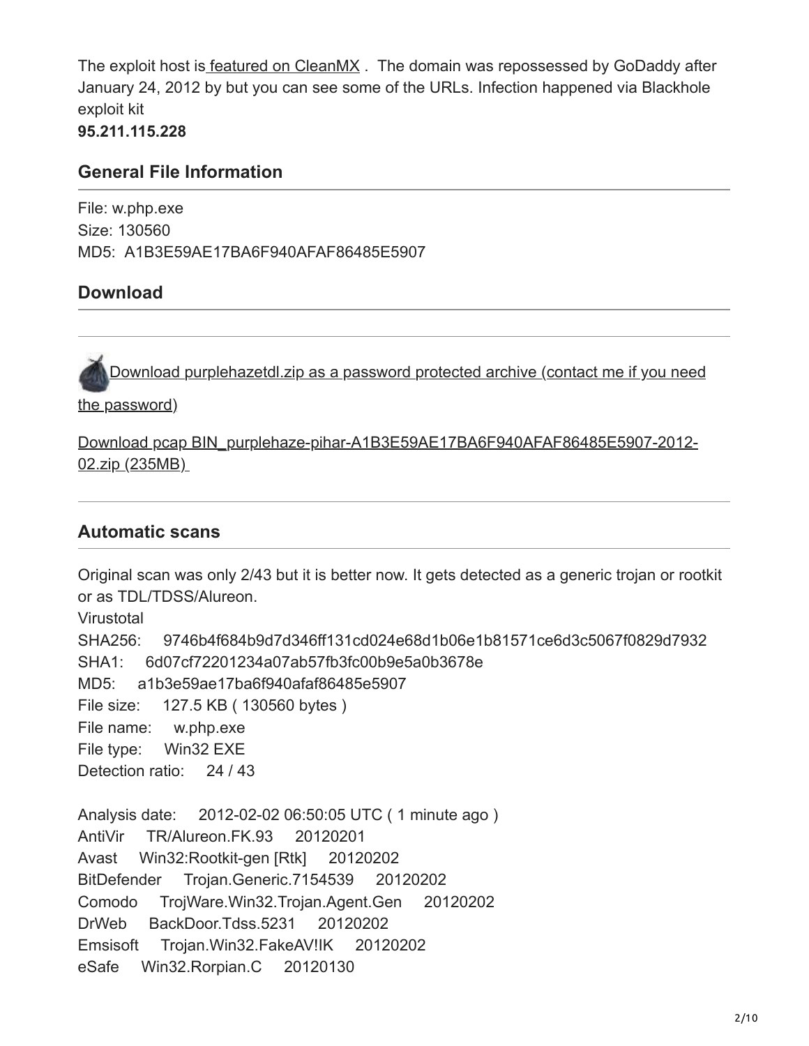The exploit host is featured on CleanMX . The domain was repossessed by GoDaddy after January 24, 2012 by but you can see some of the URLs. Infection happened via Blackhole exploit kit
**95.211.115.228**

## General File Information

File: w.php.exe
Size: 130560
MD5: A1B3E59AE17BA6F940AFAF86485E5907

## Download

Download purplehazetdl.zip as a password protected archive (contact me if you need the password)

Download pcap BIN_purplehaze-pihar-A1B3E59AE17BA6F940AFAF86485E5907-2012-02.zip (235MB)

## Automatic scans

Original scan was only 2/43 but it is better now. It gets detected as a generic trojan or rootkit or as TDL/TDSS/Alureon.
Virustotal
SHA256: 9746b4f684b9d7d346ff131cd024e68d1b06e1b81571ce6d3c5067f0829d7932
SHA1: 6d07cf72201234a07ab57fb3fc00b9e5a0b3678e
MD5: a1b3e59ae17ba6f940afaf86485e5907
File size: 127.5 KB ( 130560 bytes )
File name: w.php.exe
File type: Win32 EXE
Detection ratio: 24 / 43

Analysis date: 2012-02-02 06:50:05 UTC ( 1 minute ago )
AntiVir TR/Alureon.FK.93 20120201
Avast Win32:Rootkit-gen [Rtk] 20120202
BitDefender Trojan.Generic.7154539 20120202
Comodo TrojWare.Win32.Trojan.Agent.Gen 20120202
DrWeb BackDoor.Tdss.5231 20120202
Emsisoft Trojan.Win32.FakeAV!IK 20120202
eSafe Win32.Rorpian.C 20120130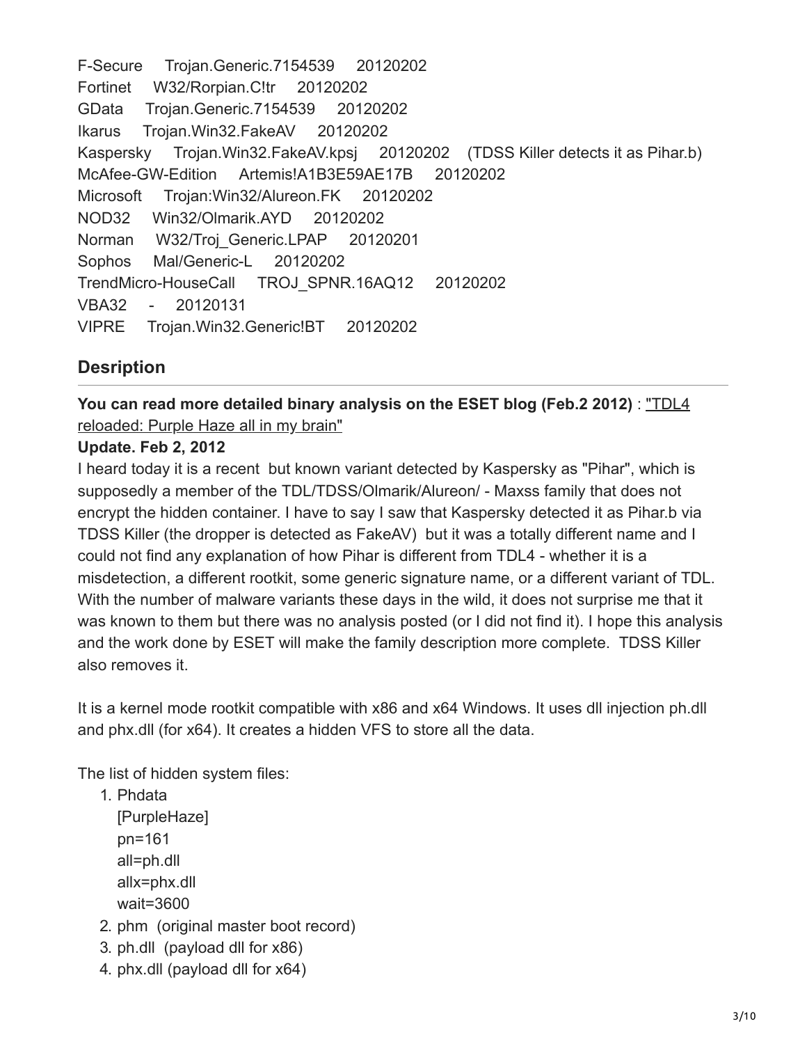F-Secure Trojan.Generic.7154539 20120202
Fortinet W32/Rorpian.C!tr 20120202
GData Trojan.Generic.7154539 20120202
Ikarus Trojan.Win32.FakeAV 20120202
Kaspersky Trojan.Win32.FakeAV.kpsj 20120202 (TDSS Killer detects it as Pihar.b)
McAfee-GW-Edition Artemis!A1B3E59AE17B 20120202
Microsoft Trojan:Win32/Alureon.FK 20120202
NOD32 Win32/Olmarik.AYD 20120202
Norman W32/Troj_Generic.LPAP 20120201
Sophos Mal/Generic-L 20120202
TrendMicro-HouseCall TROJ_SPNR.16AQ12 20120202
VBA32 - 20120131
VIPRE Trojan.Win32.Generic!BT 20120202

## Desription

**You can read more detailed binary analysis on the ESET blog (Feb.2 2012)** : "TDL4 reloaded: Purple Haze all in my brain"

**Update. Feb 2, 2012**

I heard today it is a recent but known variant detected by Kaspersky as "Pihar", which is supposedly a member of the TDL/TDSS/Olmarik/Alureon/ - Maxss family that does not encrypt the hidden container. I have to say I saw that Kaspersky detected it as Pihar.b via TDSS Killer (the dropper is detected as FakeAV) but it was a totally different name and I could not find any explanation of how Pihar is different from TDL4 - whether it is a misdetection, a different rootkit, some generic signature name, or a different variant of TDL. With the number of malware variants these days in the wild, it does not surprise me that it was known to them but there was no analysis posted (or I did not find it). I hope this analysis and the work done by ESET will make the family description more complete. TDSS Killer also removes it.

It is a kernel mode rootkit compatible with x86 and x64 Windows. It uses dll injection ph.dll and phx.dll (for x64). It creates a hidden VFS to store all the data.

The list of hidden system files:

1. Phdata
   [PurpleHaze]
   pn=161
   all=ph.dll
   allx=phx.dll
   wait=3600
2. phm (original master boot record)
3. ph.dll (payload dll for x86)
4. phx.dll (payload dll for x64)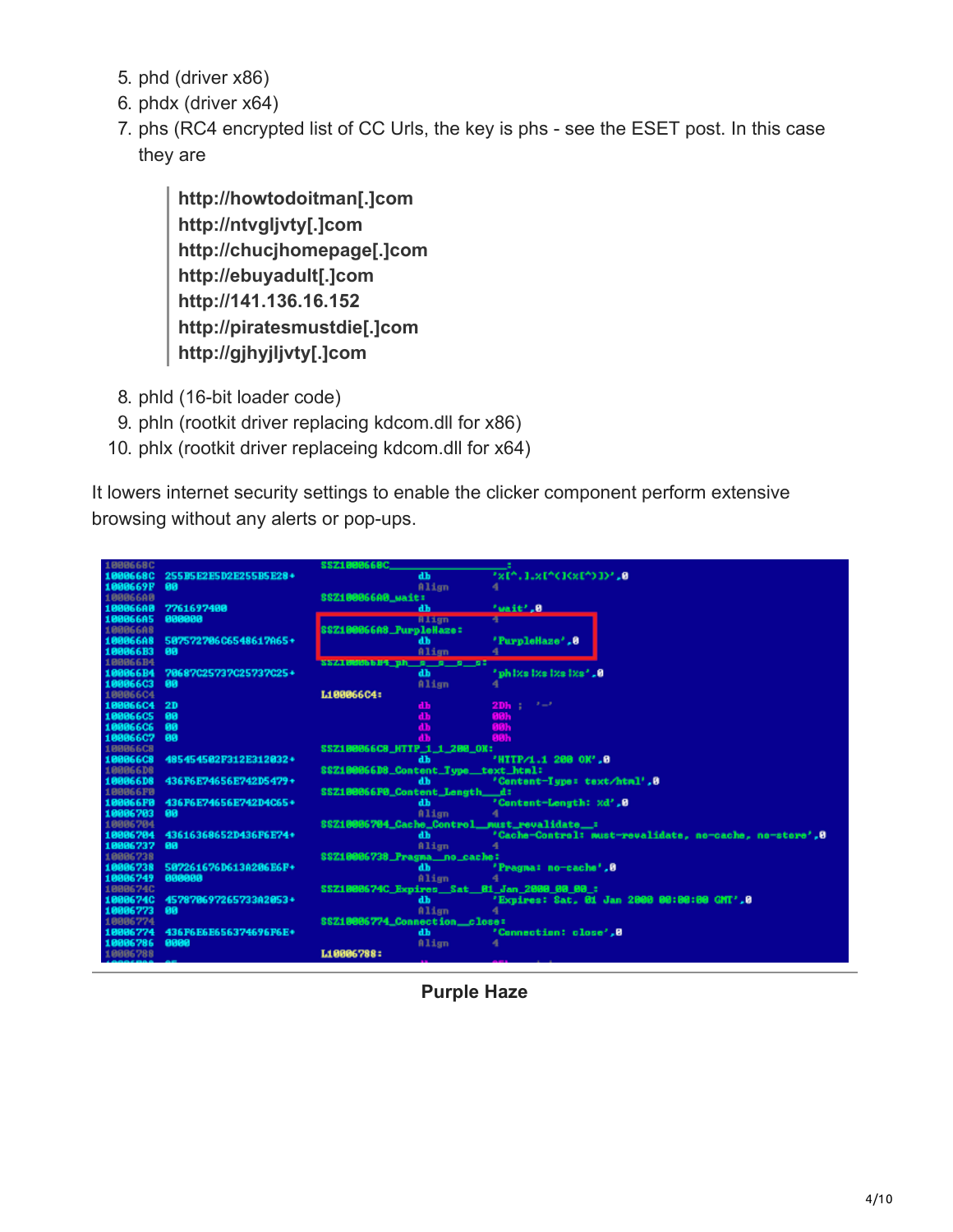5. phd (driver x86)
6. phdx (driver x64)
7. phs (RC4 encrypted list of CC Urls, the key is phs - see the ESET post. In this case they are

   > **http://howtodoitman[.]com**
   > **http://ntvgljvty[.]com**
   > **http://chucjhomepage[.]com**
   > **http://ebuyadult[.]com**
   > **http://141.136.16.152**
   > **http://piratesmustdie[.]com**
   > **http://gjhyjljvty[.]com**

8. phld (16-bit loader code)
9. phln (rootkit driver replacing kdcom.dll for x86)
10. phlx (rootkit driver replaceing kdcom.dll for x64)

It lowers internet security settings to enable the clicker component perform extensive browsing without any alerts or pop-ups.

**Purple Haze**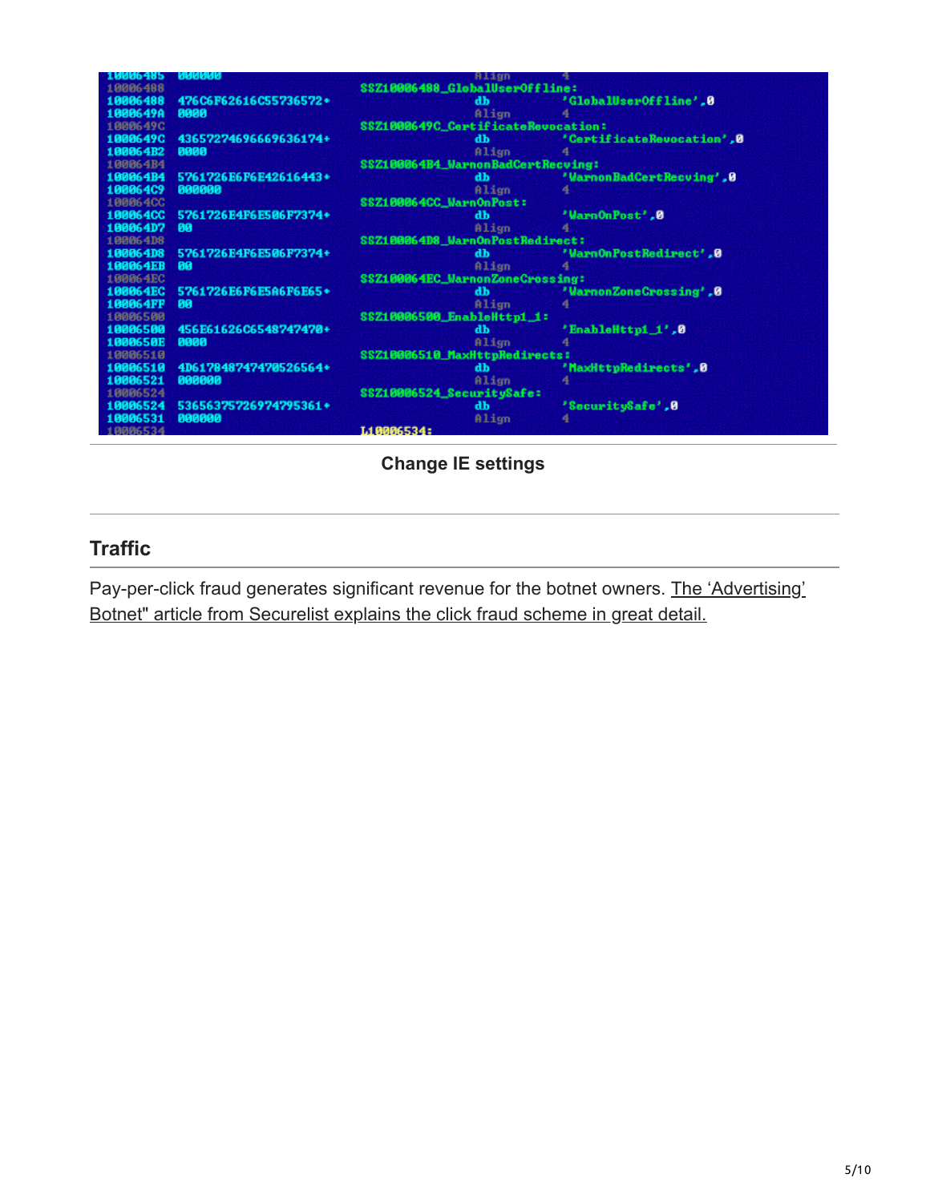```
10006485 000000                                   Align       4
10006488                    SSZ10006488_GlobalUserOffline:
10006488 476C6F62616C55736572+            db          'GlobalUserOffline',0
1000649A 0000                             Align       4
1000649C                    SSZ1000649C_CertificateRevocation:
1000649C 43657274696669636174+            db          'CertificateRevocation',0
100064B2 0000                             Align       4
100064B4                    SSZ100064B4_WarnonBadCertRecving:
100064B4 5761726E6F6E42616443+            db          'WarnonBadCertRecving',0
100064C9 000000                           Align       4
100064CC                    SSZ100064CC_WarnOnPost:
100064CC 5761726E4F6E506F7374+            db          'WarnOnPost',0
100064D7 00                               Align       4
100064D8                    SSZ100064D8_WarnOnPostRedirect:
100064D8 5761726E4F6E506F7374+            db          'WarnOnPostRedirect',0
100064EB 00                               Align       4
100064EC                    SSZ100064EC_WarnonZoneCrossing:
100064EC 5761726E6F6E5A6F6E65+            db          'WarnonZoneCrossing',0
100064FF 00                               Align       4
10006500                    SSZ10006500_EnableHttp1_1:
10006500 456E61626C6548747470+            db          'EnableHttp1_1',0
1000650E 0000                             Align       4
10006510                    SSZ10006510_MaxHttpRedirects:
10006510 4D617848747470526564+            db          'MaxHttpRedirects',0
10006521 000000                           Align       4
10006524                    SSZ10006524_SecuritySafe:
10006524 53656375726974795361+            db          'SecuritySafe',0
10006531 000000                           Align       4
10006534                    L10006534:
```

**Change IE settings**

## Traffic

Pay-per-click fraud generates significant revenue for the botnet owners. The 'Advertising' Botnet" article from Securelist explains the click fraud scheme in great detail.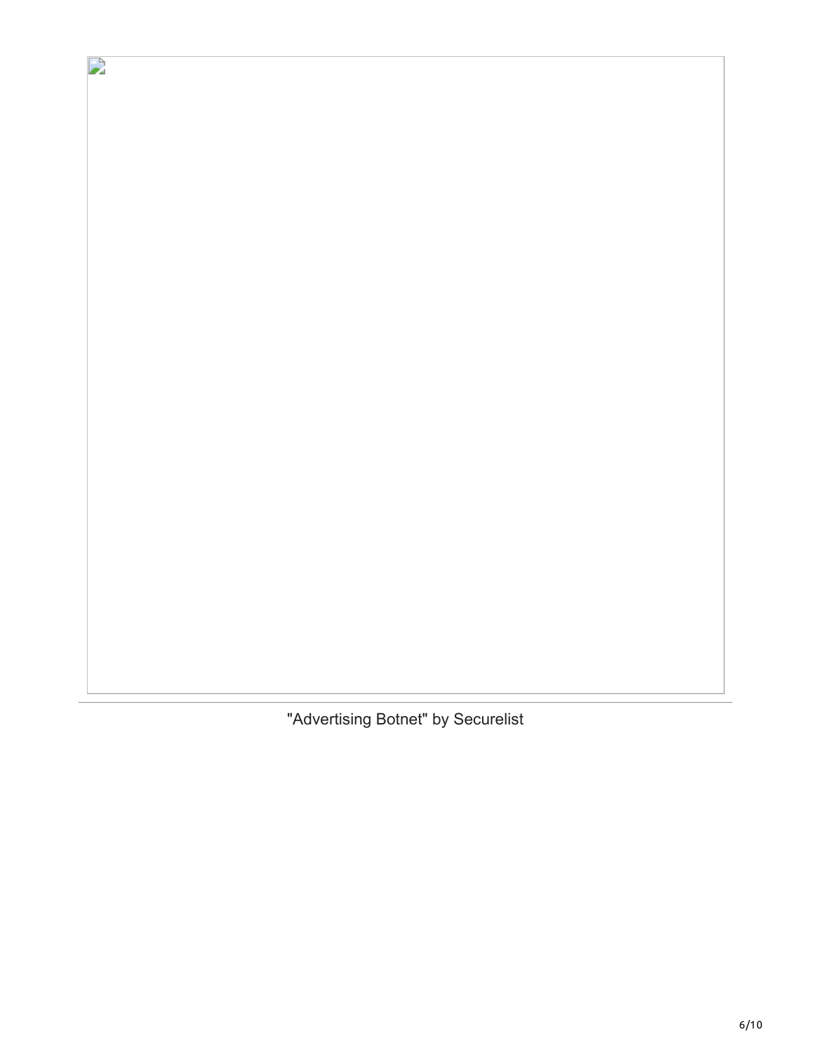"Advertising Botnet" by Securelist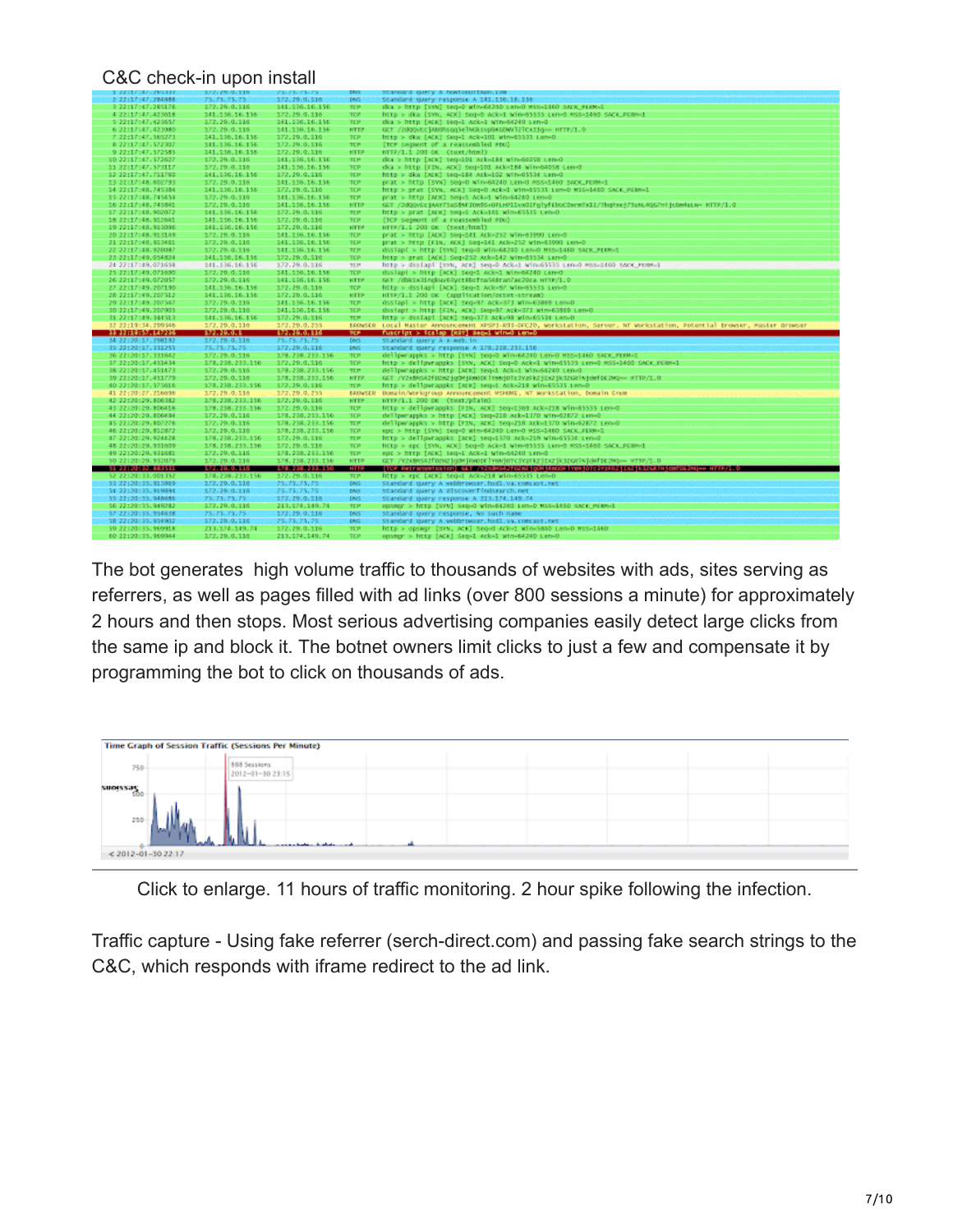C&C check-in upon install

The bot generates  high volume traffic to thousands of websites with ads, sites serving as referrers, as well as pages filled with ad links (over 800 sessions a minute) for approximately 2 hours and then stops. Most serious advertising companies easily detect large clicks from the same ip and block it. The botnet owners limit clicks to just a few and compensate it by programming the bot to click on thousands of ads.

Click to enlarge. 11 hours of traffic monitoring. 2 hour spike following the infection.

Traffic capture - Using fake referrer (serch-direct.com) and passing fake search strings to the C&C, which responds with iframe redirect to the ad link.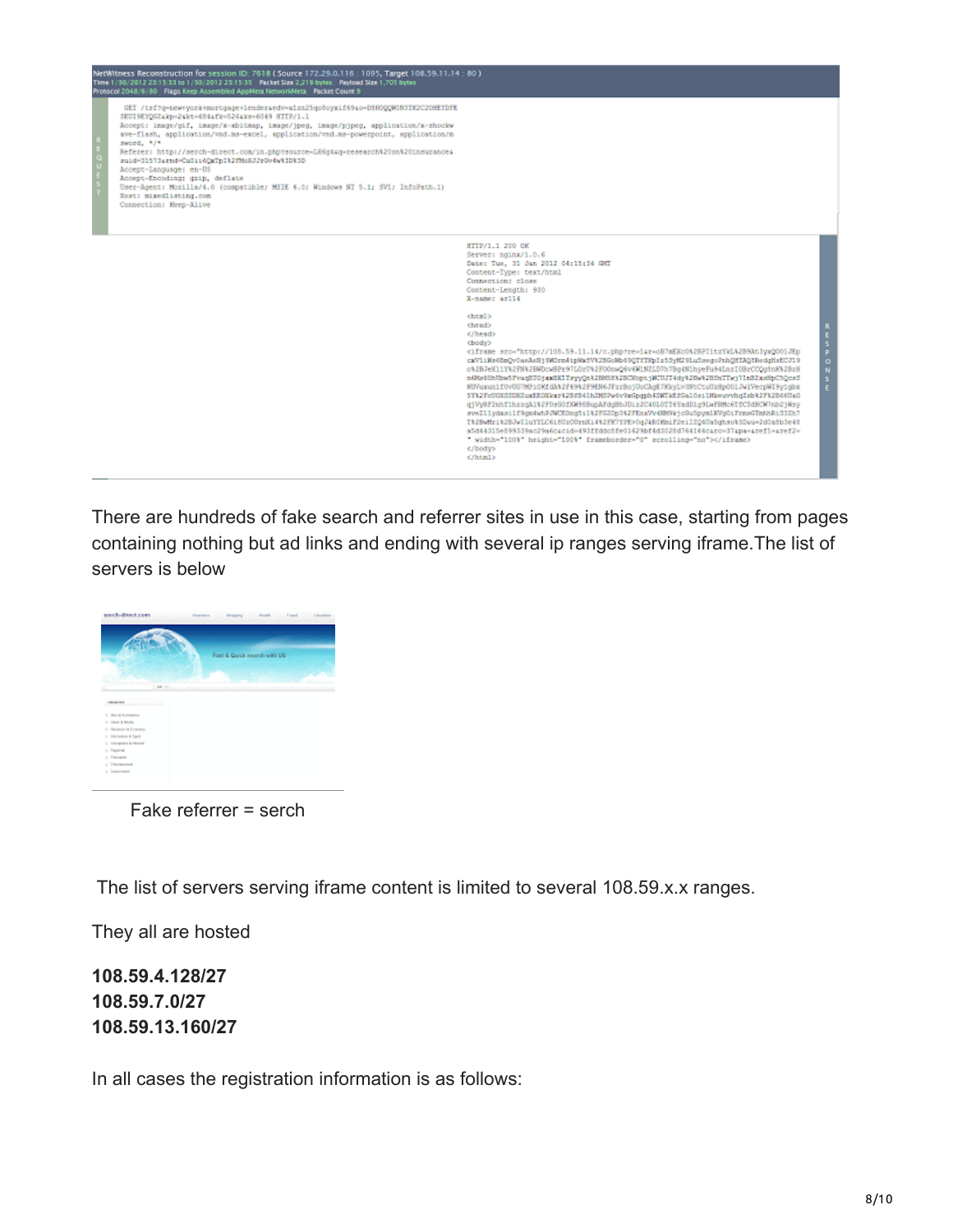There are hundreds of fake search and referrer sites in use in this case, starting from pages containing nothing but ad links and ending with several ip ranges serving iframe.The list of servers is below

Fake referrer = serch

The list of servers serving iframe content is limited to several 108.59.x.x ranges.

They all are hosted

**108.59.4.128/27**
**108.59.7.0/27**
**108.59.13.160/27**

In all cases the registration information is as follows: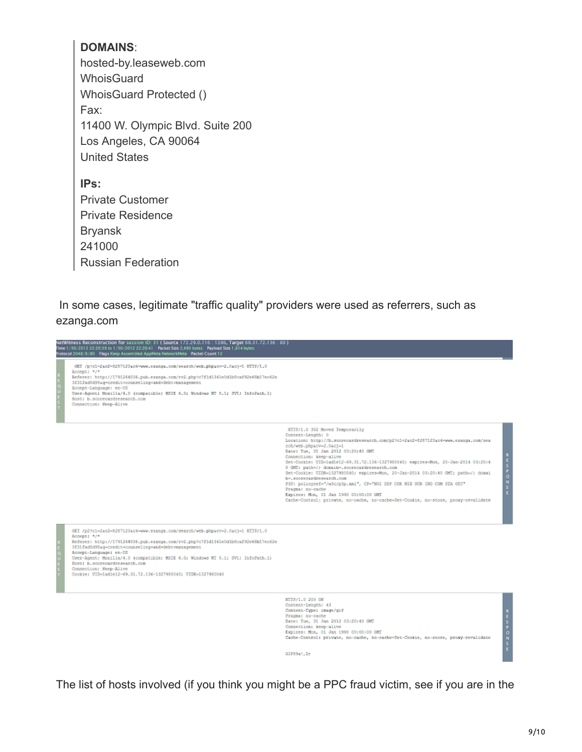> **DOMAINS**:
> hosted-by.leaseweb.com
> WhoisGuard
> WhoisGuard Protected ()
> Fax:
> 11400 W. Olympic Blvd. Suite 200
> Los Angeles, CA 90064
> United States
>
> **IPs:**
> Private Customer
> Private Residence
> Bryansk
> 241000
> Russian Federation

In some cases, legitimate "traffic quality" providers were used as referrers, such as ezanga.com

```
NetWitness Reconstruction for session ID: 31 ( Source 172.29.0.116 : 1286, Target 69.31.72.136 : 80 )
Time 1/30/2012 22:20:39 to 1/30/2012 22:20:41   Packet Size 2,490 bytes   Payload Size 1,814 bytes
Protocol 2048/6/80   Flags Keep Assembled AppMeta NetworkMeta   Packet Count 12

REQUEST
GET /p?c1=2&c2=8287123&c4=www.ezanga.com/search/web.php&cv=2.0&cj=1 HTTP/1.0
Accept: */*
Referer: http://1791264036.pub.ezanga.com/rv2.php?c7fd1341e0d1b8caf92e68b17ec62e3f31fad8d95&q=credit+counseling+and+debt+management
Accept-Language: en-US
User-Agent: Mozilla/4.0 (compatible; MSIE 6.0; Windows NT 5.1; SV1; InfoPath.1)
Host: b.scorecardresearch.com
Connection: Keep-Alive

RESPONSE
HTTP/1.0 302 Moved Temporarily
Content-Length: 0
Location: http://b.scorecardresearch.com/p2?c1=2&c2=8287123&c4=www.ezanga.com/search/web.php&cv=2.0&cj=1
Date: Tue, 31 Jan 2012 03:20:40 GMT
Connection: keep-alive
Set-Cookie: UID=1ad1e12-69.31.72.136-1327980040; expires=Mon, 20-Jan-2014 03:20:40 GMT; path=/; domain=.scorecardresearch.com
Set-Cookie: UIDR=1327980040; expires=Mon, 20-Jan-2014 03:20:40 GMT; path=/; domain=.scorecardresearch.com
P3P: policyref="/w3c/p3p.xml", CP="NOI DSP COR NID OUR IND COM STA OTC"
Pragma: no-cache
Expires: Mon, 01 Jan 1990 00:00:00 GMT
Cache-Control: private, no-cache, no-cache=Set-Cookie, no-store, proxy-revalidate

REQUEST
GET /p2?c1=2&c2=8287123&c4=www.ezanga.com/search/web.php&cv=2.0&cj=1 HTTP/1.0
Accept: */*
Referer: http://1791264036.pub.ezanga.com/rv2.php?c7fd1341e0d1b8caf92e68b17ec62e3f31fad8d95&q=credit+counseling+and+debt+management
Accept-Language: en-US
User-Agent: Mozilla/4.0 (compatible; MSIE 6.0; Windows NT 5.1; SV1; InfoPath.1)
Host: b.scorecardresearch.com
Connection: Keep-Alive
Cookie: UID=1ad1e12-69.31.72.136-1327980040; UIDR=1327980040

RESPONSE
HTTP/1.0 200 OK
Content-Length: 43
Content-Type: image/gif
Pragma: no-cache
Date: Tue, 31 Jan 2012 03:20:40 GMT
Connection: keep-alive
Expires: Mon, 01 Jan 1990 00:00:00 GMT
Cache-Control: private, no-cache, no-cache=Set-Cookie, no-store, proxy-revalidate

GIF89a!,D;
```

The list of hosts involved (if you think you might be a PPC fraud victim, see if you are in the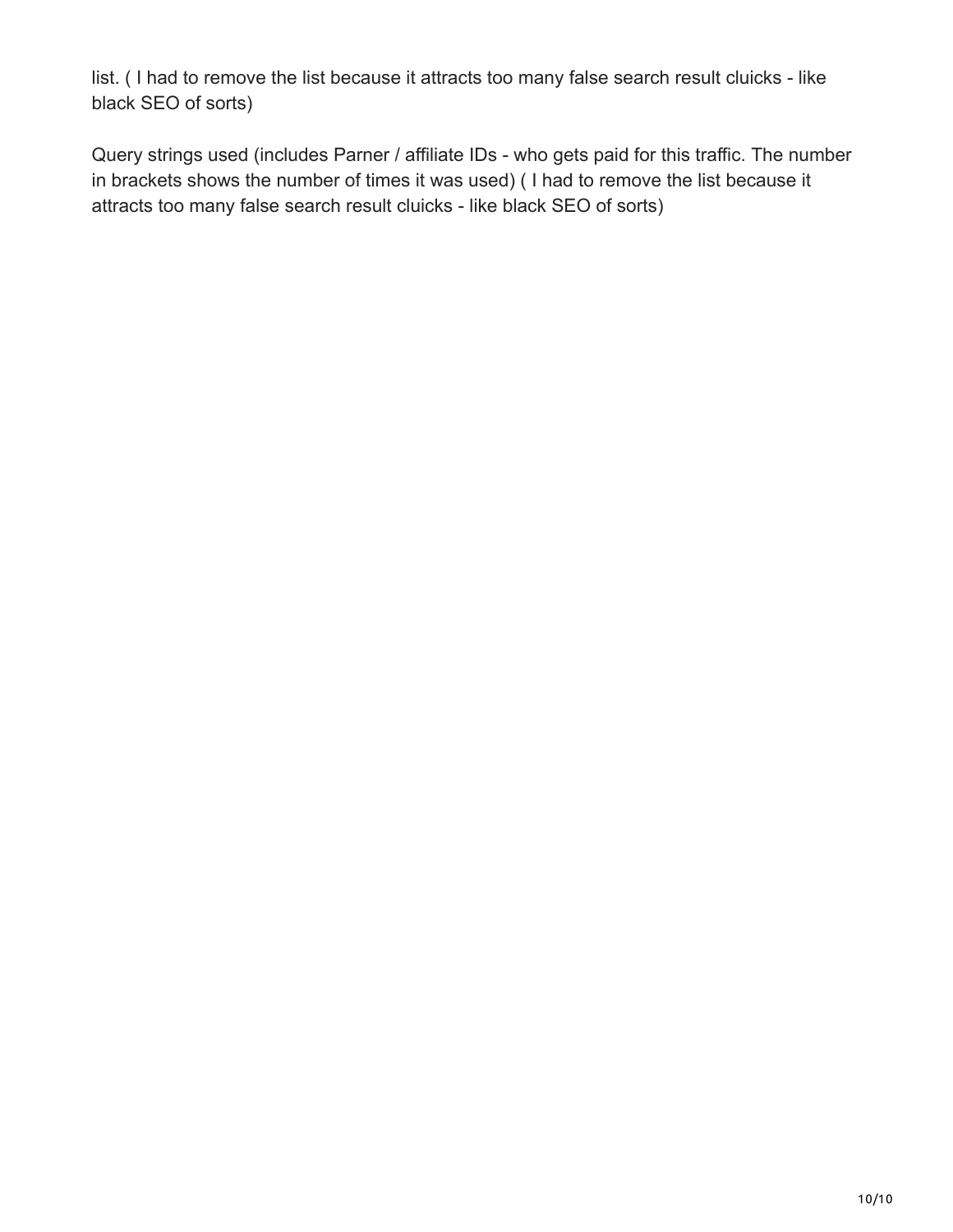list. ( I had to remove the list because it attracts too many false search result cluicks - like black SEO of sorts)

Query strings used (includes Parner / affiliate IDs - who gets paid for this traffic. The number in brackets shows the number of times it was used) ( I had to remove the list because it attracts too many false search result cluicks - like black SEO of sorts)